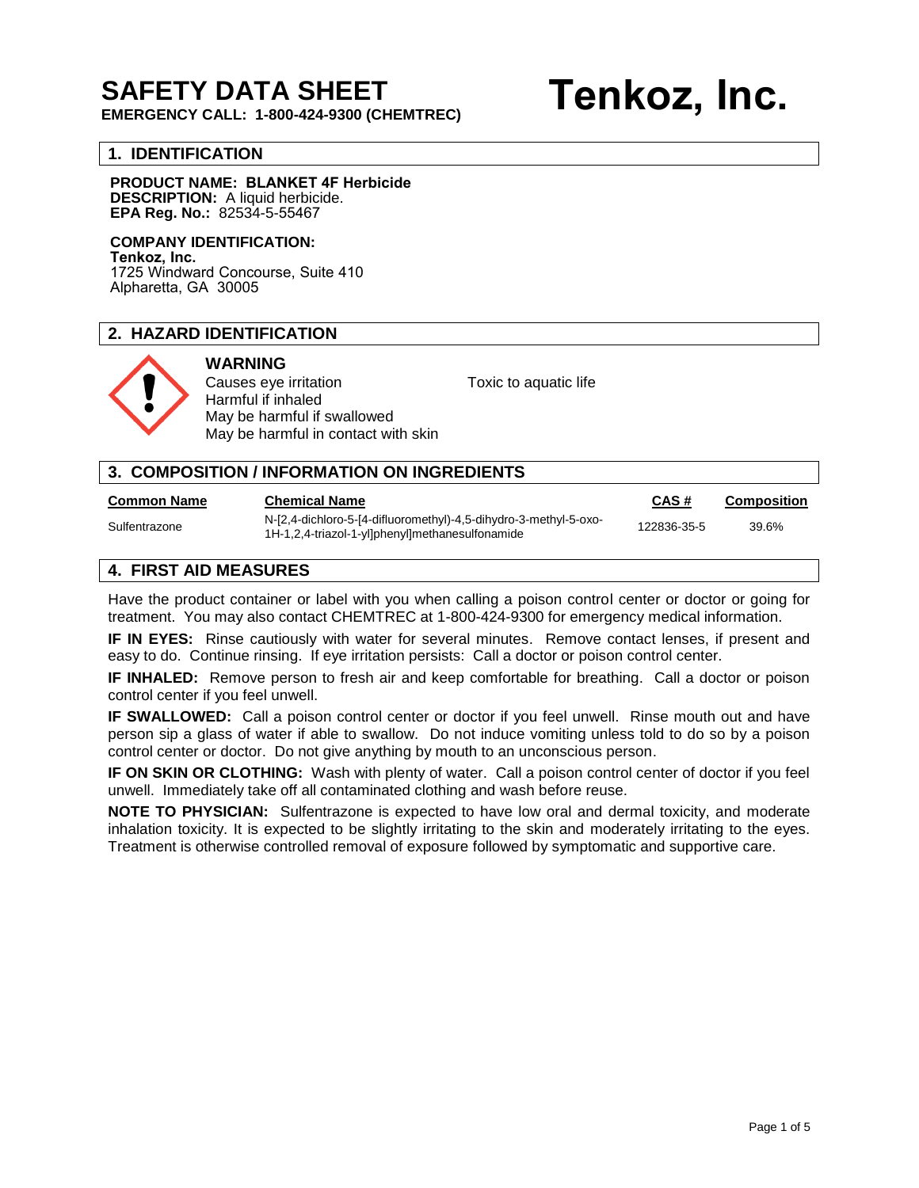# SAFETY DATA SHEET

**EMERGENCY CALL: 1-800-424-9300 (CHEMTREC)**

# Tenkoz, Inc.

## 1. IDENTIFICATION

**PRODUCT NAME: BLANKET 4F Herbicide**
**DESCRIPTION:** A liquid herbicide.
**EPA Reg. No.:** 82534-5-55467

**COMPANY IDENTIFICATION:**
**Tenkoz, Inc.**
1725 Windward Concourse, Suite 410
Alpharetta, GA 30005

## 2. HAZARD IDENTIFICATION

**WARNING**

Causes eye irritation
Harmful if inhaled
May be harmful if swallowed
May be harmful in contact with skin
Toxic to aquatic life

## 3. COMPOSITION / INFORMATION ON INGREDIENTS

| Common Name | Chemical Name | CAS # | Composition |
|---|---|---|---|
| Sulfentrazone | N-[2,4-dichloro-5-[4-difluoromethyl)-4,5-dihydro-3-methyl-5-oxo-1H-1,2,4-triazol-1-yl]phenyl]methanesulfonamide | 122836-35-5 | 39.6% |

## 4. FIRST AID MEASURES

Have the product container or label with you when calling a poison control center or doctor or going for treatment. You may also contact CHEMTREC at 1-800-424-9300 for emergency medical information.

**IF IN EYES:** Rinse cautiously with water for several minutes. Remove contact lenses, if present and easy to do. Continue rinsing. If eye irritation persists: Call a doctor or poison control center.

**IF INHALED:** Remove person to fresh air and keep comfortable for breathing. Call a doctor or poison control center if you feel unwell.

**IF SWALLOWED:** Call a poison control center or doctor if you feel unwell. Rinse mouth out and have person sip a glass of water if able to swallow. Do not induce vomiting unless told to do so by a poison control center or doctor. Do not give anything by mouth to an unconscious person.

**IF ON SKIN OR CLOTHING:** Wash with plenty of water. Call a poison control center of doctor if you feel unwell. Immediately take off all contaminated clothing and wash before reuse.

**NOTE TO PHYSICIAN:** Sulfentrazone is expected to have low oral and dermal toxicity, and moderate inhalation toxicity. It is expected to be slightly irritating to the skin and moderately irritating to the eyes. Treatment is otherwise controlled removal of exposure followed by symptomatic and supportive care.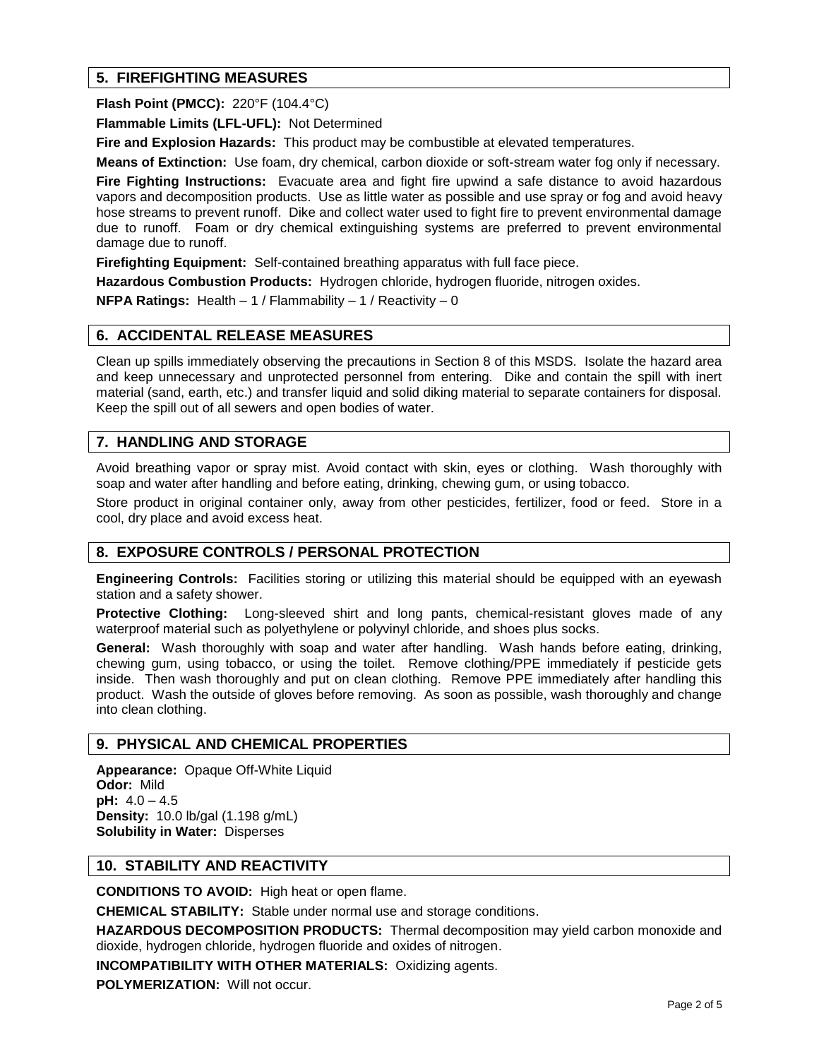## 5. FIREFIGHTING MEASURES

**Flash Point (PMCC):** 220°F (104.4°C)

**Flammable Limits (LFL-UFL):** Not Determined

**Fire and Explosion Hazards:** This product may be combustible at elevated temperatures.

**Means of Extinction:** Use foam, dry chemical, carbon dioxide or soft-stream water fog only if necessary.

**Fire Fighting Instructions:** Evacuate area and fight fire upwind a safe distance to avoid hazardous vapors and decomposition products. Use as little water as possible and use spray or fog and avoid heavy hose streams to prevent runoff. Dike and collect water used to fight fire to prevent environmental damage due to runoff. Foam or dry chemical extinguishing systems are preferred to prevent environmental damage due to runoff.

**Firefighting Equipment:** Self-contained breathing apparatus with full face piece.

**Hazardous Combustion Products:** Hydrogen chloride, hydrogen fluoride, nitrogen oxides.

**NFPA Ratings:** Health – 1 / Flammability – 1 / Reactivity – 0

## 6. ACCIDENTAL RELEASE MEASURES

Clean up spills immediately observing the precautions in Section 8 of this MSDS. Isolate the hazard area and keep unnecessary and unprotected personnel from entering. Dike and contain the spill with inert material (sand, earth, etc.) and transfer liquid and solid diking material to separate containers for disposal. Keep the spill out of all sewers and open bodies of water.

## 7. HANDLING AND STORAGE

Avoid breathing vapor or spray mist. Avoid contact with skin, eyes or clothing. Wash thoroughly with soap and water after handling and before eating, drinking, chewing gum, or using tobacco.

Store product in original container only, away from other pesticides, fertilizer, food or feed. Store in a cool, dry place and avoid excess heat.

## 8. EXPOSURE CONTROLS / PERSONAL PROTECTION

**Engineering Controls:** Facilities storing or utilizing this material should be equipped with an eyewash station and a safety shower.

**Protective Clothing:** Long-sleeved shirt and long pants, chemical-resistant gloves made of any waterproof material such as polyethylene or polyvinyl chloride, and shoes plus socks.

**General:** Wash thoroughly with soap and water after handling. Wash hands before eating, drinking, chewing gum, using tobacco, or using the toilet. Remove clothing/PPE immediately if pesticide gets inside. Then wash thoroughly and put on clean clothing. Remove PPE immediately after handling this product. Wash the outside of gloves before removing. As soon as possible, wash thoroughly and change into clean clothing.

## 9. PHYSICAL AND CHEMICAL PROPERTIES

**Appearance:** Opaque Off-White Liquid
**Odor:** Mild
**pH:** 4.0 – 4.5
**Density:** 10.0 lb/gal (1.198 g/mL)
**Solubility in Water:** Disperses

## 10. STABILITY AND REACTIVITY

**CONDITIONS TO AVOID:** High heat or open flame.

**CHEMICAL STABILITY:** Stable under normal use and storage conditions.

**HAZARDOUS DECOMPOSITION PRODUCTS:** Thermal decomposition may yield carbon monoxide and dioxide, hydrogen chloride, hydrogen fluoride and oxides of nitrogen.

**INCOMPATIBILITY WITH OTHER MATERIALS:** Oxidizing agents.

**POLYMERIZATION:** Will not occur.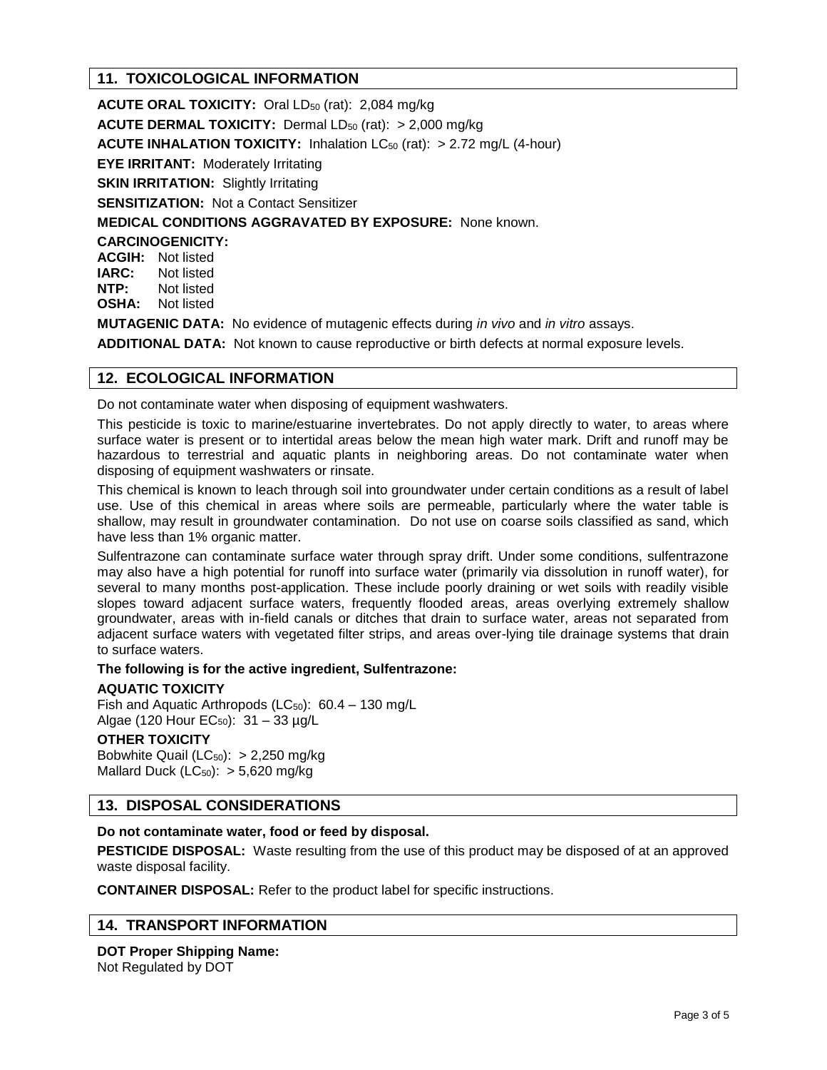## 11. TOXICOLOGICAL INFORMATION

**ACUTE ORAL TOXICITY:** Oral $LD_{50}$ (rat): 2,084 mg/kg

**ACUTE DERMAL TOXICITY:** Dermal $LD_{50}$ (rat): > 2,000 mg/kg

**ACUTE INHALATION TOXICITY:** Inhalation $LC_{50}$ (rat): > 2.72 mg/L (4-hour)

**EYE IRRITANT:** Moderately Irritating

**SKIN IRRITATION:** Slightly Irritating

**SENSITIZATION:** Not a Contact Sensitizer

**MEDICAL CONDITIONS AGGRAVATED BY EXPOSURE:** None known.

**CARCINOGENICITY:**
**ACGIH:** Not listed
**IARC:** Not listed
**NTP:** Not listed
**OSHA:** Not listed

**MUTAGENIC DATA:** No evidence of mutagenic effects during *in vivo* and *in vitro* assays.

**ADDITIONAL DATA:** Not known to cause reproductive or birth defects at normal exposure levels.

## 12. ECOLOGICAL INFORMATION

Do not contaminate water when disposing of equipment washwaters.

This pesticide is toxic to marine/estuarine invertebrates. Do not apply directly to water, to areas where surface water is present or to intertidal areas below the mean high water mark. Drift and runoff may be hazardous to terrestrial and aquatic plants in neighboring areas. Do not contaminate water when disposing of equipment washwaters or rinsate.

This chemical is known to leach through soil into groundwater under certain conditions as a result of label use. Use of this chemical in areas where soils are permeable, particularly where the water table is shallow, may result in groundwater contamination. Do not use on coarse soils classified as sand, which have less than 1% organic matter.

Sulfentrazone can contaminate surface water through spray drift. Under some conditions, sulfentrazone may also have a high potential for runoff into surface water (primarily via dissolution in runoff water), for several to many months post-application. These include poorly draining or wet soils with readily visible slopes toward adjacent surface waters, frequently flooded areas, areas overlying extremely shallow groundwater, areas with in-field canals or ditches that drain to surface water, areas not separated from adjacent surface waters with vegetated filter strips, and areas over-lying tile drainage systems that drain to surface waters.

**The following is for the active ingredient, Sulfentrazone:**

**AQUATIC TOXICITY**
Fish and Aquatic Arthropods ($LC_{50}$): 60.4 – 130 mg/L
Algae (120 Hour $EC_{50}$): 31 – 33 µg/L

**OTHER TOXICITY**
Bobwhite Quail ($LC_{50}$): > 2,250 mg/kg
Mallard Duck ($LC_{50}$): > 5,620 mg/kg

## 13. DISPOSAL CONSIDERATIONS

**Do not contaminate water, food or feed by disposal.**

**PESTICIDE DISPOSAL:** Waste resulting from the use of this product may be disposed of at an approved waste disposal facility.

**CONTAINER DISPOSAL:** Refer to the product label for specific instructions.

## 14. TRANSPORT INFORMATION

**DOT Proper Shipping Name:**
Not Regulated by DOT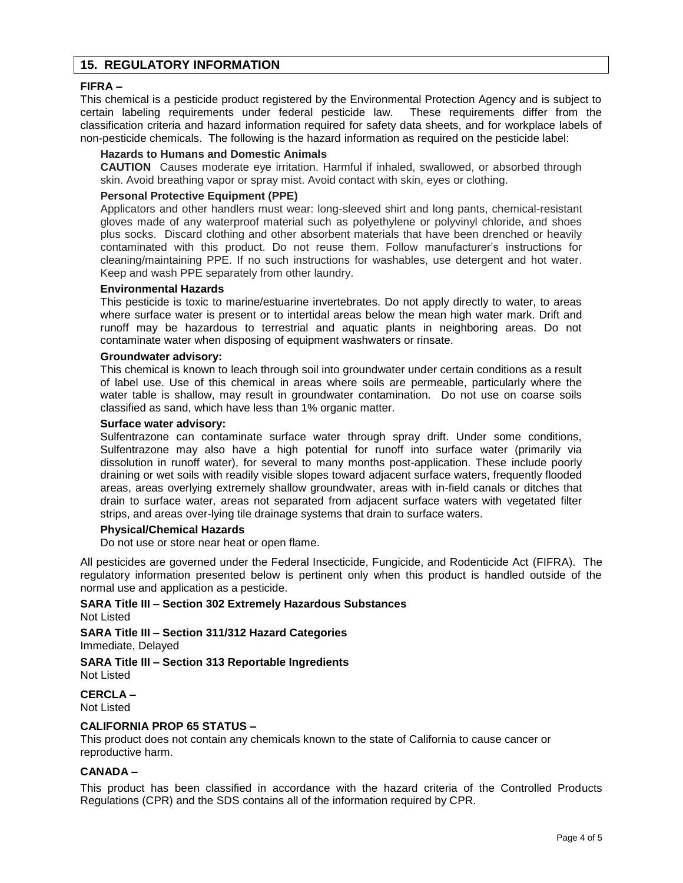## 15. REGULATORY INFORMATION

**FIFRA –**

This chemical is a pesticide product registered by the Environmental Protection Agency and is subject to certain labeling requirements under federal pesticide law. These requirements differ from the classification criteria and hazard information required for safety data sheets, and for workplace labels of non-pesticide chemicals. The following is the hazard information as required on the pesticide label:

**Hazards to Humans and Domestic Animals**

**CAUTION** Causes moderate eye irritation. Harmful if inhaled, swallowed, or absorbed through skin. Avoid breathing vapor or spray mist. Avoid contact with skin, eyes or clothing.

**Personal Protective Equipment (PPE)**

Applicators and other handlers must wear: long-sleeved shirt and long pants, chemical-resistant gloves made of any waterproof material such as polyethylene or polyvinyl chloride, and shoes plus socks. Discard clothing and other absorbent materials that have been drenched or heavily contaminated with this product. Do not reuse them. Follow manufacturer's instructions for cleaning/maintaining PPE. If no such instructions for washables, use detergent and hot water. Keep and wash PPE separately from other laundry.

**Environmental Hazards**

This pesticide is toxic to marine/estuarine invertebrates. Do not apply directly to water, to areas where surface water is present or to intertidal areas below the mean high water mark. Drift and runoff may be hazardous to terrestrial and aquatic plants in neighboring areas. Do not contaminate water when disposing of equipment washwaters or rinsate.

**Groundwater advisory:**

This chemical is known to leach through soil into groundwater under certain conditions as a result of label use. Use of this chemical in areas where soils are permeable, particularly where the water table is shallow, may result in groundwater contamination. Do not use on coarse soils classified as sand, which have less than 1% organic matter.

**Surface water advisory:**

Sulfentrazone can contaminate surface water through spray drift. Under some conditions, Sulfentrazone may also have a high potential for runoff into surface water (primarily via dissolution in runoff water), for several to many months post-application. These include poorly draining or wet soils with readily visible slopes toward adjacent surface waters, frequently flooded areas, areas overlying extremely shallow groundwater, areas with in-field canals or ditches that drain to surface water, areas not separated from adjacent surface waters with vegetated filter strips, and areas over-lying tile drainage systems that drain to surface waters.

**Physical/Chemical Hazards**

Do not use or store near heat or open flame.

All pesticides are governed under the Federal Insecticide, Fungicide, and Rodenticide Act (FIFRA). The regulatory information presented below is pertinent only when this product is handled outside of the normal use and application as a pesticide.

**SARA Title III – Section 302 Extremely Hazardous Substances**

Not Listed

**SARA Title III – Section 311/312 Hazard Categories**

Immediate, Delayed

**SARA Title III – Section 313 Reportable Ingredients**

Not Listed

**CERCLA –**

Not Listed

**CALIFORNIA PROP 65 STATUS –**

This product does not contain any chemicals known to the state of California to cause cancer or reproductive harm.

**CANADA –**

This product has been classified in accordance with the hazard criteria of the Controlled Products Regulations (CPR) and the SDS contains all of the information required by CPR.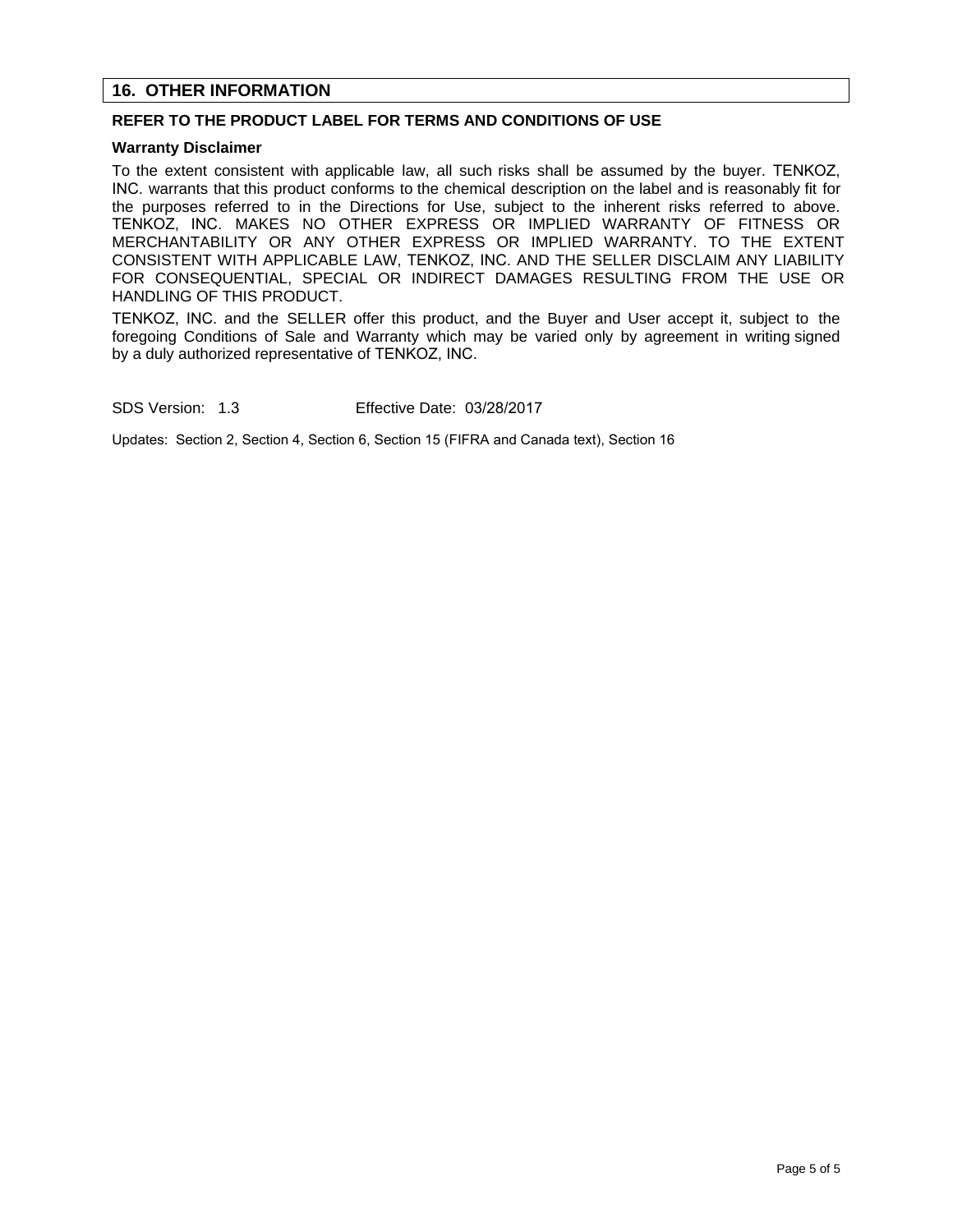## 16. OTHER INFORMATION

**REFER TO THE PRODUCT LABEL FOR TERMS AND CONDITIONS OF USE**

**Warranty Disclaimer**

To the extent consistent with applicable law, all such risks shall be assumed by the buyer. TENKOZ, INC. warrants that this product conforms to the chemical description on the label and is reasonably fit for the purposes referred to in the Directions for Use, subject to the inherent risks referred to above. TENKOZ, INC. MAKES NO OTHER EXPRESS OR IMPLIED WARRANTY OF FITNESS OR MERCHANTABILITY OR ANY OTHER EXPRESS OR IMPLIED WARRANTY. TO THE EXTENT CONSISTENT WITH APPLICABLE LAW, TENKOZ, INC. AND THE SELLER DISCLAIM ANY LIABILITY FOR CONSEQUENTIAL, SPECIAL OR INDIRECT DAMAGES RESULTING FROM THE USE OR HANDLING OF THIS PRODUCT.

TENKOZ, INC. and the SELLER offer this product, and the Buyer and User accept it, subject to the foregoing Conditions of Sale and Warranty which may be varied only by agreement in writing signed by a duly authorized representative of TENKOZ, INC.

SDS Version: 1.3 Effective Date: 03/28/2017

Updates: Section 2, Section 4, Section 6, Section 15 (FIFRA and Canada text), Section 16